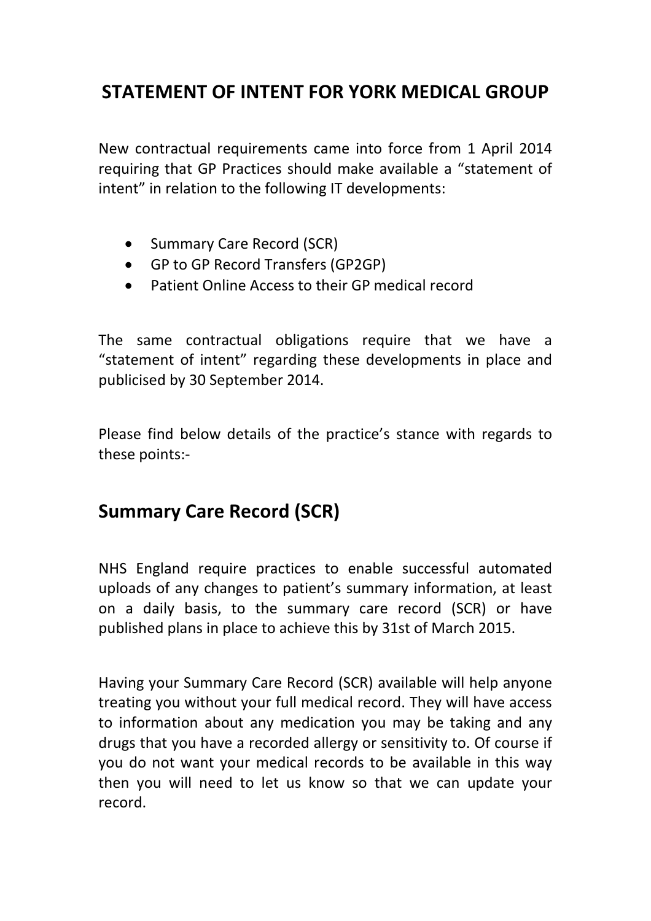# STATEMENT OF INTENT FOR YORK MEDICAL GROUP

New contractual requirements came into force from 1 April 2014 requiring that GP Practices should make available a "statement of intent" in relation to the following IT developments:

- Summary Care Record (SCR)
- GP to GP Record Transfers (GP2GP)
- Patient Online Access to their GP medical record

The same contractual obligations require that we have a "statement of intent" regarding these developments in place and publicised by 30 September 2014.

Please find below details of the practice's stance with regards to these points:-

## Summary Care Record (SCR)

NHS England require practices to enable successful automated uploads of any changes to patient's summary information, at least on a daily basis, to the summary care record (SCR) or have published plans in place to achieve this by 31st of March 2015.

Having your Summary Care Record (SCR) available will help anyone treating you without your full medical record. They will have access to information about any medication you may be taking and any drugs that you have a recorded allergy or sensitivity to. Of course if you do not want your medical records to be available in this way then you will need to let us know so that we can update your record.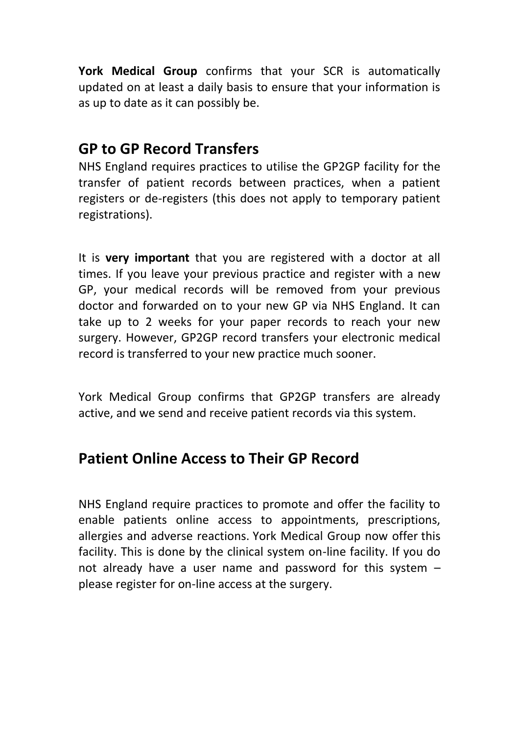**York Medical Group** confirms that your SCR is automatically updated on at least a daily basis to ensure that your information is as up to date as it can possibly be.

## GP to GP Record Transfers

NHS England requires practices to utilise the GP2GP facility for the transfer of patient records between practices, when a patient registers or de-registers (this does not apply to temporary patient registrations).

It is **very important** that you are registered with a doctor at all times. If you leave your previous practice and register with a new GP, your medical records will be removed from your previous doctor and forwarded on to your new GP via NHS England. It can take up to 2 weeks for your paper records to reach your new surgery. However, GP2GP record transfers your electronic medical record is transferred to your new practice much sooner.

York Medical Group confirms that GP2GP transfers are already active, and we send and receive patient records via this system.

## Patient Online Access to Their GP Record

NHS England require practices to promote and offer the facility to enable patients online access to appointments, prescriptions, allergies and adverse reactions. York Medical Group now offer this facility. This is done by the clinical system on-line facility. If you do not already have a user name and password for this system – please register for on-line access at the surgery.